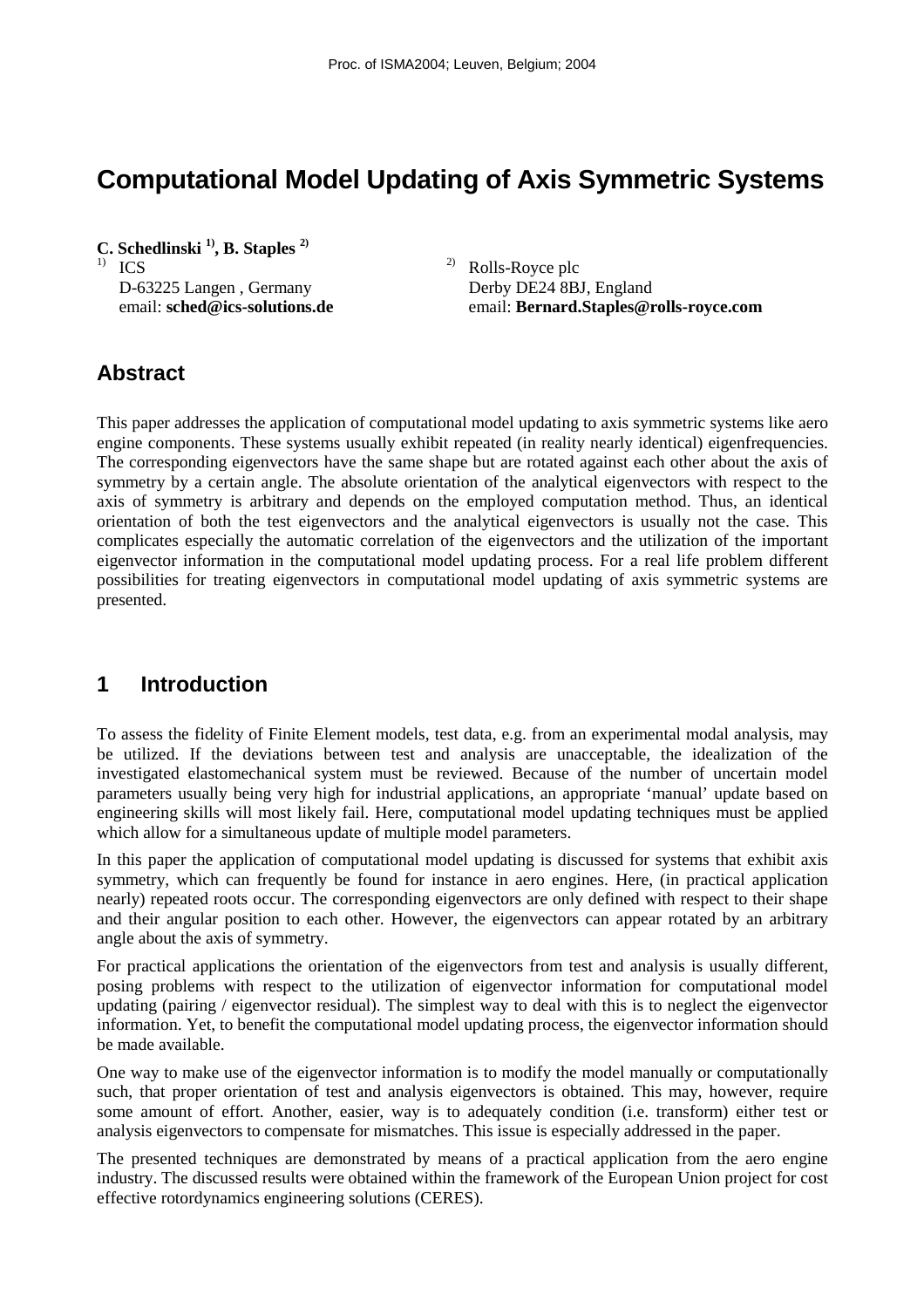# Computational Model Updating of Axis Symmetric Systems

**C. Schedlinski [1], B. Staples [2]**

[1] ICS
D-63225 Langen , Germany
email: **sched@ics-solutions.de**

[2] Rolls-Royce plc
Derby DE24 8BJ, England
email: **Bernard.Staples@rolls-royce.com**

## Abstract

This paper addresses the application of computational model updating to axis symmetric systems like aero engine components. These systems usually exhibit repeated (in reality nearly identical) eigenfrequencies. The corresponding eigenvectors have the same shape but are rotated against each other about the axis of symmetry by a certain angle. The absolute orientation of the analytical eigenvectors with respect to the axis of symmetry is arbitrary and depends on the employed computation method. Thus, an identical orientation of both the test eigenvectors and the analytical eigenvectors is usually not the case. This complicates especially the automatic correlation of the eigenvectors and the utilization of the important eigenvector information in the computational model updating process. For a real life problem different possibilities for treating eigenvectors in computational model updating of axis symmetric systems are presented.

## 1 Introduction

To assess the fidelity of Finite Element models, test data, e.g. from an experimental modal analysis, may be utilized. If the deviations between test and analysis are unacceptable, the idealization of the investigated elastomechanical system must be reviewed. Because of the number of uncertain model parameters usually being very high for industrial applications, an appropriate 'manual' update based on engineering skills will most likely fail. Here, computational model updating techniques must be applied which allow for a simultaneous update of multiple model parameters.

In this paper the application of computational model updating is discussed for systems that exhibit axis symmetry, which can frequently be found for instance in aero engines. Here, (in practical application nearly) repeated roots occur. The corresponding eigenvectors are only defined with respect to their shape and their angular position to each other. However, the eigenvectors can appear rotated by an arbitrary angle about the axis of symmetry.

For practical applications the orientation of the eigenvectors from test and analysis is usually different, posing problems with respect to the utilization of eigenvector information for computational model updating (pairing / eigenvector residual). The simplest way to deal with this is to neglect the eigenvector information. Yet, to benefit the computational model updating process, the eigenvector information should be made available.

One way to make use of the eigenvector information is to modify the model manually or computationally such, that proper orientation of test and analysis eigenvectors is obtained. This may, however, require some amount of effort. Another, easier, way is to adequately condition (i.e. transform) either test or analysis eigenvectors to compensate for mismatches. This issue is especially addressed in the paper.

The presented techniques are demonstrated by means of a practical application from the aero engine industry. The discussed results were obtained within the framework of the European Union project for cost effective rotordynamics engineering solutions (CERES).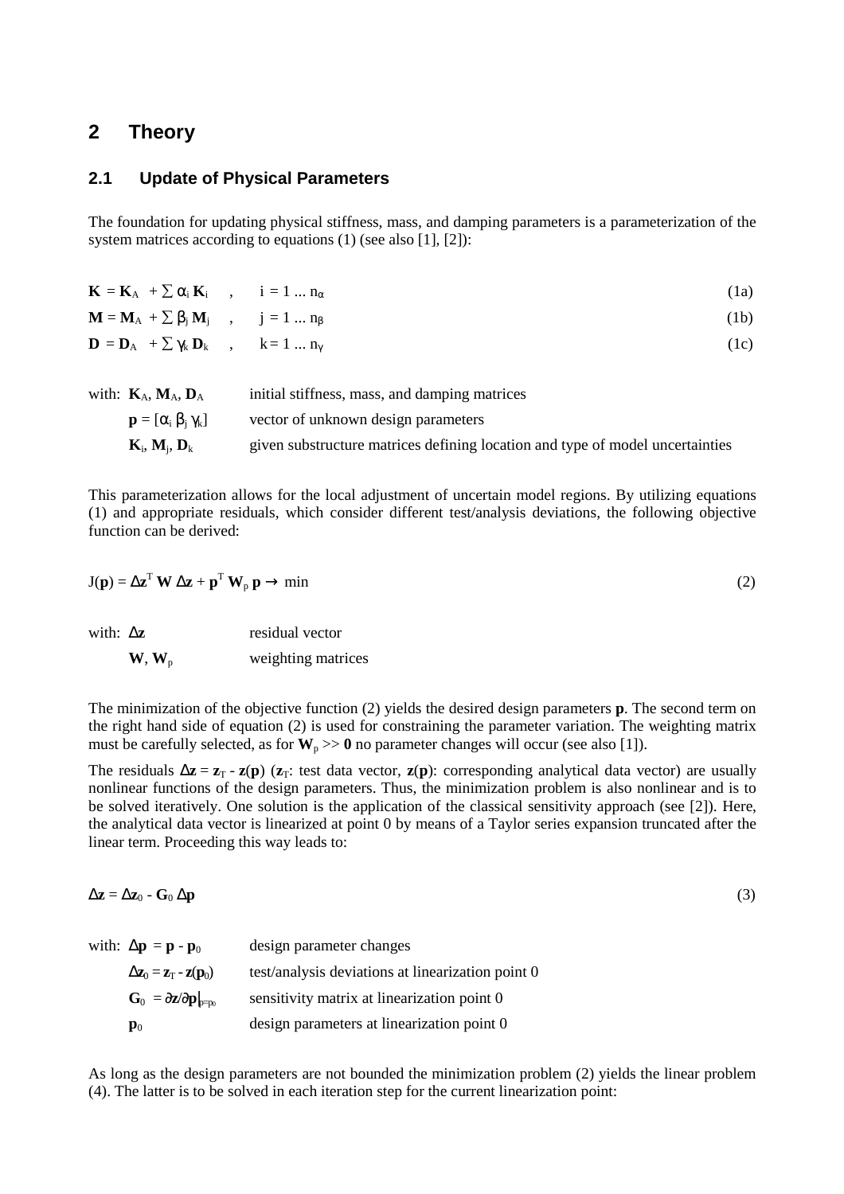## 2 Theory

### 2.1 Update of Physical Parameters

The foundation for updating physical stiffness, mass, and damping parameters is a parameterization of the system matrices according to equations (1) (see also [1], [2]):

$$\mathbf{K} = \mathbf{K}_A + \sum \alpha_i \mathbf{K}_i \quad , \quad i = 1 \ldots n_\alpha \tag{1a}$$

$$\mathbf{M} = \mathbf{M}_A + \sum \beta_j \mathbf{M}_j \quad , \quad j = 1 \ldots n_\beta \tag{1b}$$

$$\mathbf{D} = \mathbf{D}_A + \sum \gamma_k \mathbf{D}_k \quad , \quad k = 1 \ldots n_\gamma \tag{1c}$$

with: $\mathbf{K}_A$, $\mathbf{M}_A$, $\mathbf{D}_A$ initial stiffness, mass, and damping matrices

$\mathbf{p} = [\alpha_i \ \beta_j \ \gamma_k]$ vector of unknown design parameters

$\mathbf{K}_i$, $\mathbf{M}_j$, $\mathbf{D}_k$ given substructure matrices defining location and type of model uncertainties

This parameterization allows for the local adjustment of uncertain model regions. By utilizing equations (1) and appropriate residuals, which consider different test/analysis deviations, the following objective function can be derived:

$$J(\mathbf{p}) = \Delta\mathbf{z}^T \mathbf{W} \Delta\mathbf{z} + \mathbf{p}^T \mathbf{W}_p \mathbf{p} \rightarrow \min \tag{2}$$

with: $\Delta\mathbf{z}$ residual vector

$\mathbf{W}$, $\mathbf{W}_p$ weighting matrices

The minimization of the objective function (2) yields the desired design parameters $\mathbf{p}$. The second term on the right hand side of equation (2) is used for constraining the parameter variation. The weighting matrix must be carefully selected, as for $\mathbf{W}_p >> \mathbf{0}$ no parameter changes will occur (see also [1]).

The residuals $\Delta\mathbf{z} = \mathbf{z}_T - \mathbf{z}(\mathbf{p})$ ($\mathbf{z}_T$: test data vector, $\mathbf{z}(\mathbf{p})$: corresponding analytical data vector) are usually nonlinear functions of the design parameters. Thus, the minimization problem is also nonlinear and is to be solved iteratively. One solution is the application of the classical sensitivity approach (see [2]). Here, the analytical data vector is linearized at point 0 by means of a Taylor series expansion truncated after the linear term. Proceeding this way leads to:

$$\Delta\mathbf{z} = \Delta\mathbf{z}_0 - \mathbf{G}_0 \Delta\mathbf{p} \tag{3}$$

with: $\Delta\mathbf{p} = \mathbf{p} - \mathbf{p}_0$ design parameter changes

$\Delta\mathbf{z}_0 = \mathbf{z}_T - \mathbf{z}(\mathbf{p}_0)$ test/analysis deviations at linearization point 0

$\mathbf{G}_0 = \partial\mathbf{z}/\partial\mathbf{p}|_{p=p_0}$ sensitivity matrix at linearization point 0

$\mathbf{p}_0$ design parameters at linearization point 0

As long as the design parameters are not bounded the minimization problem (2) yields the linear problem (4). The latter is to be solved in each iteration step for the current linearization point: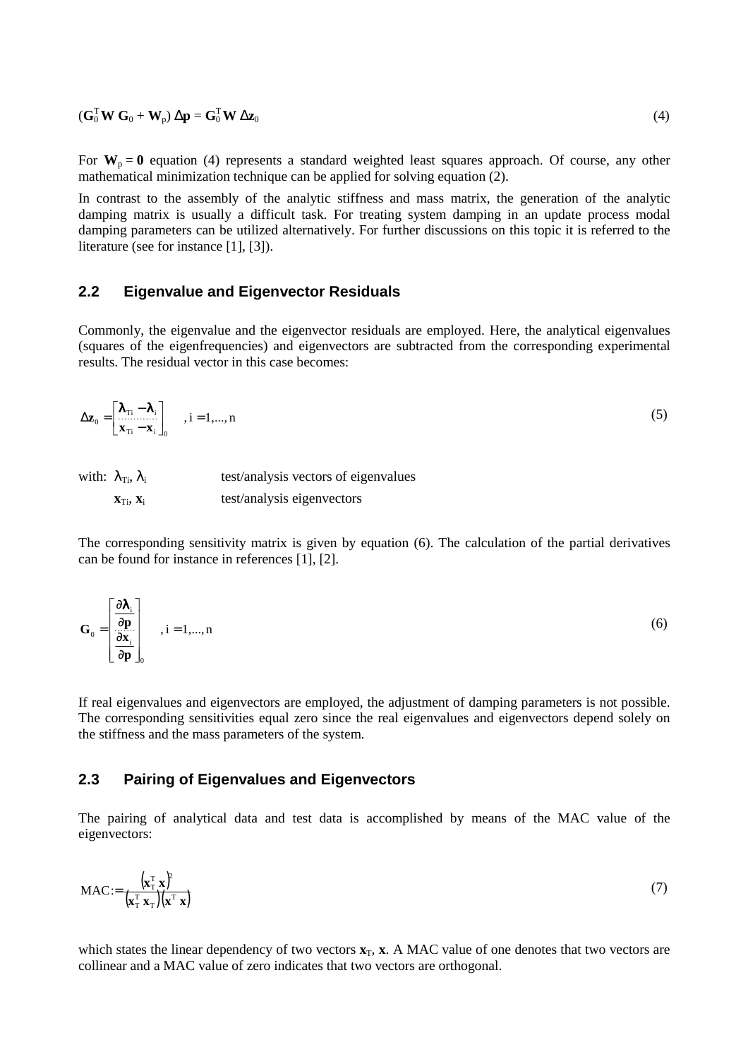$$(\mathbf{G}_0^{\mathrm{T}} \mathbf{W}\, \mathbf{G}_0 + \mathbf{W}_{\mathrm{p}})\, \Delta\mathbf{p} = \mathbf{G}_0^{\mathrm{T}} \mathbf{W}\, \Delta\mathbf{z}_0 \tag{4}$$

For $\mathbf{W}_{\mathrm{p}} = \mathbf{0}$ equation (4) represents a standard weighted least squares approach. Of course, any other mathematical minimization technique can be applied for solving equation (2).

In contrast to the assembly of the analytic stiffness and mass matrix, the generation of the analytic damping matrix is usually a difficult task. For treating system damping in an update process modal damping parameters can be utilized alternatively. For further discussions on this topic it is referred to the literature (see for instance [1], [3]).

## 2.2 Eigenvalue and Eigenvector Residuals

Commonly, the eigenvalue and the eigenvector residuals are employed. Here, the analytical eigenvalues (squares of the eigenfrequencies) and eigenvectors are subtracted from the corresponding experimental results. The residual vector in this case becomes:

$$\Delta\mathbf{z}_0 = \begin{bmatrix} \boldsymbol{\lambda}_{\mathrm{Ti}} - \boldsymbol{\lambda}_{\mathrm{i}} \\ \mathbf{x}_{\mathrm{Ti}} - \mathbf{x}_{\mathrm{i}} \end{bmatrix}_0 \quad , \mathrm{i} = 1, \dots, \mathrm{n} \tag{5}$$

with: $\lambda_{\mathrm{Ti}}, \lambda_{\mathrm{i}}$ test/analysis vectors of eigenvalues

$\mathbf{x}_{\mathrm{Ti}}, \mathbf{x}_{\mathrm{i}}$ test/analysis eigenvectors

The corresponding sensitivity matrix is given by equation (6). The calculation of the partial derivatives can be found for instance in references [1], [2].

$$\mathbf{G}_0 = \begin{bmatrix} \dfrac{\partial \boldsymbol{\lambda}_{\mathrm{i}}}{\partial \mathbf{p}} \\ \dfrac{\partial \mathbf{x}_{\mathrm{i}}}{\partial \mathbf{p}} \end{bmatrix}_0 \quad , \mathrm{i} = 1, \dots, \mathrm{n} \tag{6}$$

If real eigenvalues and eigenvectors are employed, the adjustment of damping parameters is not possible. The corresponding sensitivities equal zero since the real eigenvalues and eigenvectors depend solely on the stiffness and the mass parameters of the system.

## 2.3 Pairing of Eigenvalues and Eigenvectors

The pairing of analytical data and test data is accomplished by means of the MAC value of the eigenvectors:

$$\mathrm{MAC} := \frac{\left(\mathbf{x}_{\mathrm{T}}^{\mathrm{T}}\, \mathbf{x}\right)^2}{\left(\mathbf{x}_{\mathrm{T}}^{\mathrm{T}}\, \mathbf{x}_{\mathrm{T}}\right)\left(\mathbf{x}^{\mathrm{T}}\, \mathbf{x}\right)} \tag{7}$$

which states the linear dependency of two vectors $\mathbf{x}_{\mathrm{T}}$, $\mathbf{x}$. A MAC value of one denotes that two vectors are collinear and a MAC value of zero indicates that two vectors are orthogonal.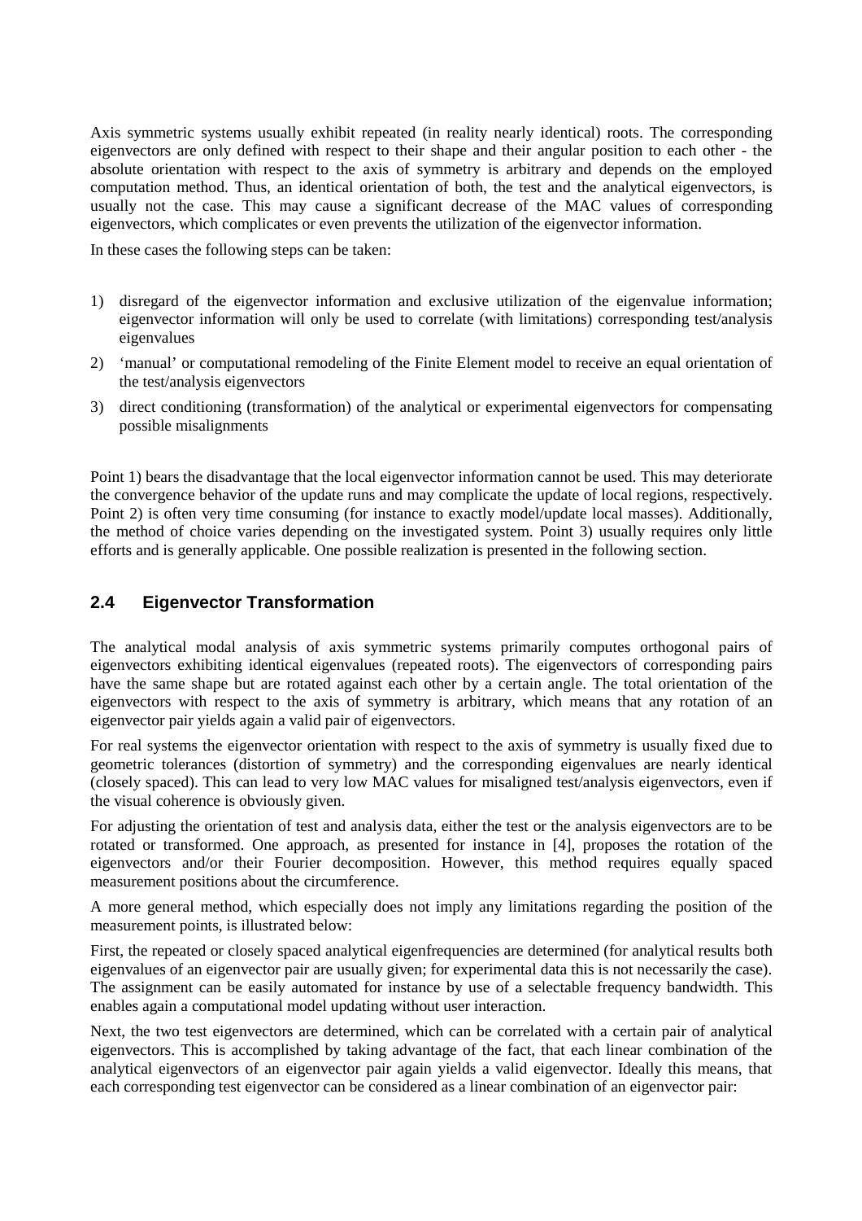Axis symmetric systems usually exhibit repeated (in reality nearly identical) roots. The corresponding eigenvectors are only defined with respect to their shape and their angular position to each other - the absolute orientation with respect to the axis of symmetry is arbitrary and depends on the employed computation method. Thus, an identical orientation of both, the test and the analytical eigenvectors, is usually not the case. This may cause a significant decrease of the MAC values of corresponding eigenvectors, which complicates or even prevents the utilization of the eigenvector information.

In these cases the following steps can be taken:

1) disregard of the eigenvector information and exclusive utilization of the eigenvalue information; eigenvector information will only be used to correlate (with limitations) corresponding test/analysis eigenvalues
2) 'manual' or computational remodeling of the Finite Element model to receive an equal orientation of the test/analysis eigenvectors
3) direct conditioning (transformation) of the analytical or experimental eigenvectors for compensating possible misalignments

Point 1) bears the disadvantage that the local eigenvector information cannot be used. This may deteriorate the convergence behavior of the update runs and may complicate the update of local regions, respectively. Point 2) is often very time consuming (for instance to exactly model/update local masses). Additionally, the method of choice varies depending on the investigated system. Point 3) usually requires only little efforts and is generally applicable. One possible realization is presented in the following section.

## 2.4 Eigenvector Transformation

The analytical modal analysis of axis symmetric systems primarily computes orthogonal pairs of eigenvectors exhibiting identical eigenvalues (repeated roots). The eigenvectors of corresponding pairs have the same shape but are rotated against each other by a certain angle. The total orientation of the eigenvectors with respect to the axis of symmetry is arbitrary, which means that any rotation of an eigenvector pair yields again a valid pair of eigenvectors.

For real systems the eigenvector orientation with respect to the axis of symmetry is usually fixed due to geometric tolerances (distortion of symmetry) and the corresponding eigenvalues are nearly identical (closely spaced). This can lead to very low MAC values for misaligned test/analysis eigenvectors, even if the visual coherence is obviously given.

For adjusting the orientation of test and analysis data, either the test or the analysis eigenvectors are to be rotated or transformed. One approach, as presented for instance in [4], proposes the rotation of the eigenvectors and/or their Fourier decomposition. However, this method requires equally spaced measurement positions about the circumference.

A more general method, which especially does not imply any limitations regarding the position of the measurement points, is illustrated below:

First, the repeated or closely spaced analytical eigenfrequencies are determined (for analytical results both eigenvalues of an eigenvector pair are usually given; for experimental data this is not necessarily the case). The assignment can be easily automated for instance by use of a selectable frequency bandwidth. This enables again a computational model updating without user interaction.

Next, the two test eigenvectors are determined, which can be correlated with a certain pair of analytical eigenvectors. This is accomplished by taking advantage of the fact, that each linear combination of the analytical eigenvectors of an eigenvector pair again yields a valid eigenvector. Ideally this means, that each corresponding test eigenvector can be considered as a linear combination of an eigenvector pair: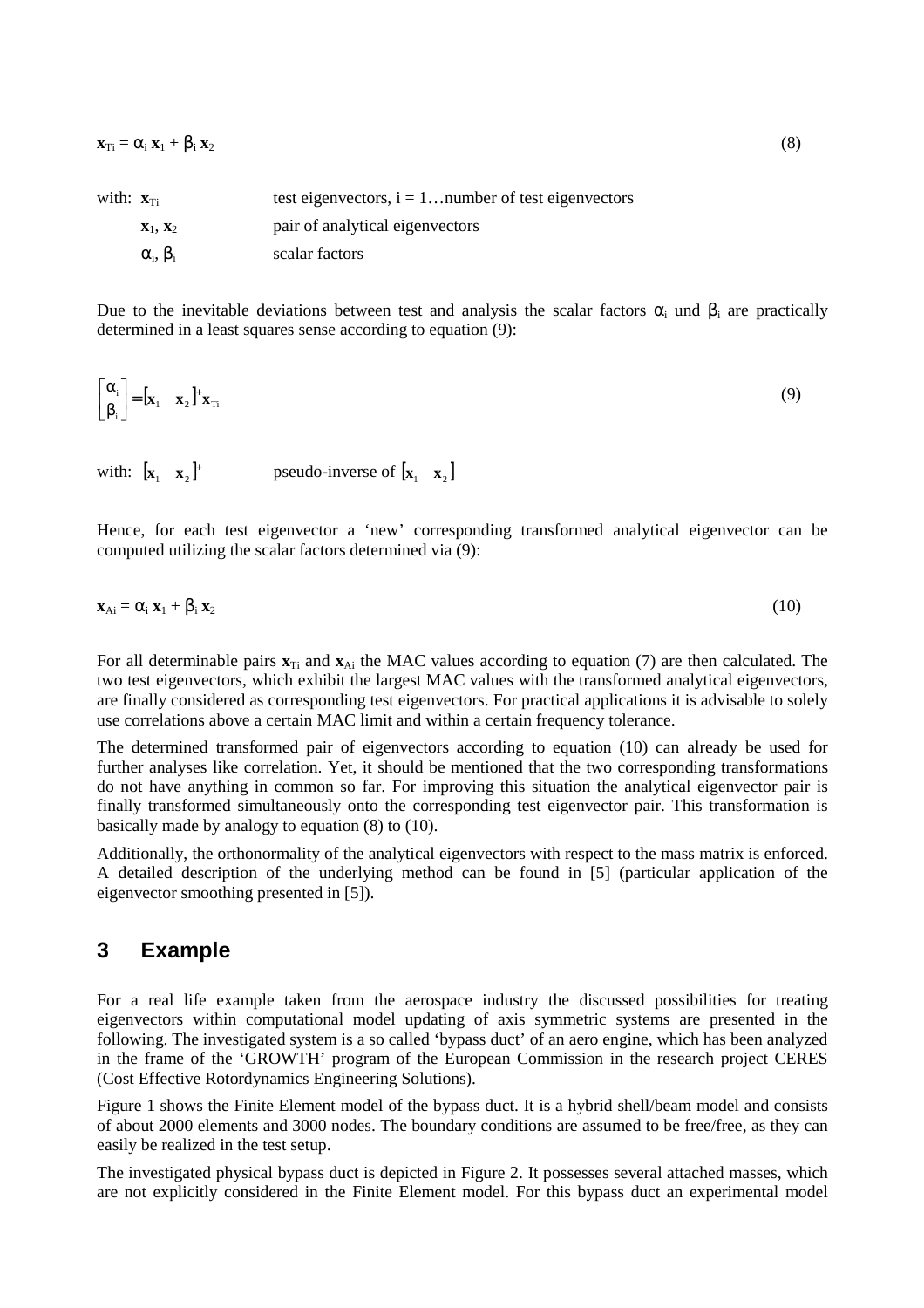$$\mathbf{x}_{Ti} = \alpha_i \, \mathbf{x}_1 + \beta_i \, \mathbf{x}_2 \tag{8}$$

with:

| | |
|---|---|
| $\mathbf{x}_{Ti}$ | test eigenvectors, i = 1…number of test eigenvectors |
| $\mathbf{x}_1$, $\mathbf{x}_2$ | pair of analytical eigenvectors |
| $\alpha_i$, $\beta_i$ | scalar factors |

Due to the inevitable deviations between test and analysis the scalar factors $\alpha_i$ und $\beta_i$ are practically determined in a least squares sense according to equation (9):

$$\begin{bmatrix} \alpha_i \\ \beta_i \end{bmatrix} = \begin{bmatrix} \mathbf{x}_1 & \mathbf{x}_2 \end{bmatrix}^+ \mathbf{x}_{Ti} \tag{9}$$

with: $\begin{bmatrix} \mathbf{x}_1 & \mathbf{x}_2 \end{bmatrix}^+$ pseudo-inverse of $\begin{bmatrix} \mathbf{x}_1 & \mathbf{x}_2 \end{bmatrix}$

Hence, for each test eigenvector a 'new' corresponding transformed analytical eigenvector can be computed utilizing the scalar factors determined via (9):

$$\mathbf{x}_{Ai} = \alpha_i \, \mathbf{x}_1 + \beta_i \, \mathbf{x}_2 \tag{10}$$

For all determinable pairs $\mathbf{x}_{Ti}$ and $\mathbf{x}_{Ai}$ the MAC values according to equation (7) are then calculated. The two test eigenvectors, which exhibit the largest MAC values with the transformed analytical eigenvectors, are finally considered as corresponding test eigenvectors. For practical applications it is advisable to solely use correlations above a certain MAC limit and within a certain frequency tolerance.

The determined transformed pair of eigenvectors according to equation (10) can already be used for further analyses like correlation. Yet, it should be mentioned that the two corresponding transformations do not have anything in common so far. For improving this situation the analytical eigenvector pair is finally transformed simultaneously onto the corresponding test eigenvector pair. This transformation is basically made by analogy to equation (8) to (10).

Additionally, the orthonormality of the analytical eigenvectors with respect to the mass matrix is enforced. A detailed description of the underlying method can be found in [5] (particular application of the eigenvector smoothing presented in [5]).

## 3 Example

For a real life example taken from the aerospace industry the discussed possibilities for treating eigenvectors within computational model updating of axis symmetric systems are presented in the following. The investigated system is a so called 'bypass duct' of an aero engine, which has been analyzed in the frame of the 'GROWTH' program of the European Commission in the research project CERES (Cost Effective Rotordynamics Engineering Solutions).

Figure 1 shows the Finite Element model of the bypass duct. It is a hybrid shell/beam model and consists of about 2000 elements and 3000 nodes. The boundary conditions are assumed to be free/free, as they can easily be realized in the test setup.

The investigated physical bypass duct is depicted in Figure 2. It possesses several attached masses, which are not explicitly considered in the Finite Element model. For this bypass duct an experimental model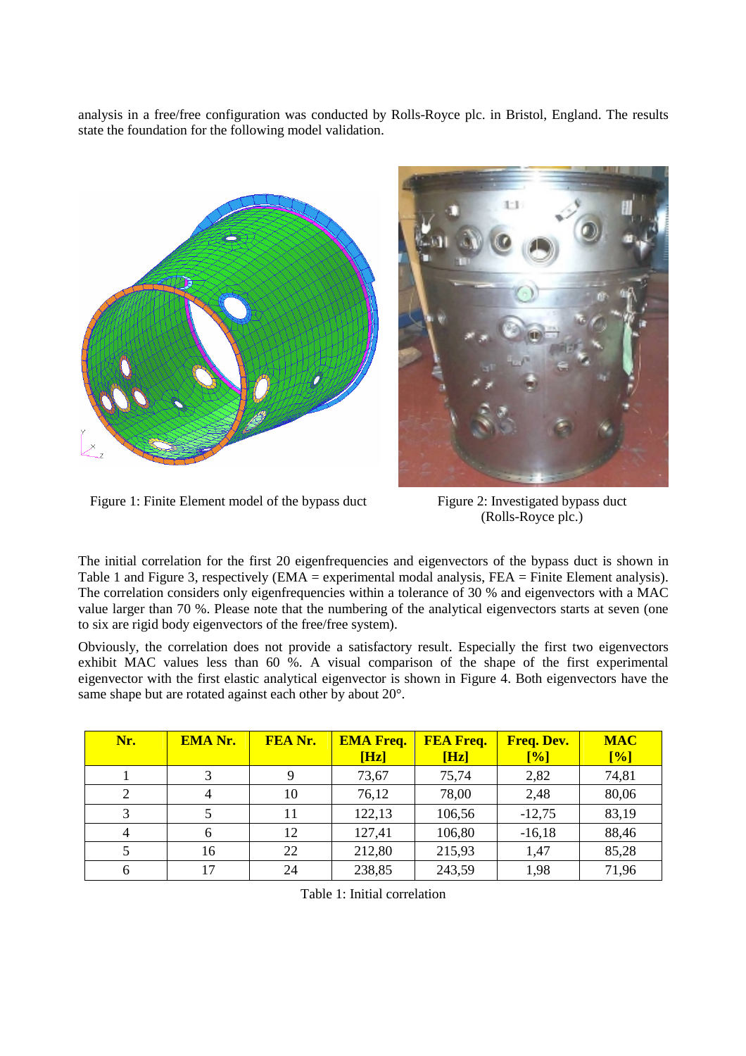analysis in a free/free configuration was conducted by Rolls-Royce plc. in Bristol, England. The results state the foundation for the following model validation.

Figure 1: Finite Element model of the bypass duct

Figure 2: Investigated bypass duct (Rolls-Royce plc.)

The initial correlation for the first 20 eigenfrequencies and eigenvectors of the bypass duct is shown in Table 1 and Figure 3, respectively (EMA = experimental modal analysis, FEA = Finite Element analysis). The correlation considers only eigenfrequencies within a tolerance of 30 % and eigenvectors with a MAC value larger than 70 %. Please note that the numbering of the analytical eigenvectors starts at seven (one to six are rigid body eigenvectors of the free/free system).

Obviously, the correlation does not provide a satisfactory result. Especially the first two eigenvectors exhibit MAC values less than 60 %. A visual comparison of the shape of the first experimental eigenvector with the first elastic analytical eigenvector is shown in Figure 4. Both eigenvectors have the same shape but are rotated against each other by about 20°.

| Nr. | EMA Nr. | FEA Nr. | EMA Freq. [Hz] | FEA Freq. [Hz] | Freq. Dev. [%] | MAC [%] |
|---|---|---|---|---|---|---|
| 1 | 3 | 9 | 73,67 | 75,74 | 2,82 | 74,81 |
| 2 | 4 | 10 | 76,12 | 78,00 | 2,48 | 80,06 |
| 3 | 5 | 11 | 122,13 | 106,56 | -12,75 | 83,19 |
| 4 | 6 | 12 | 127,41 | 106,80 | -16,18 | 88,46 |
| 5 | 16 | 22 | 212,80 | 215,93 | 1,47 | 85,28 |
| 6 | 17 | 24 | 238,85 | 243,59 | 1,98 | 71,96 |

Table 1: Initial correlation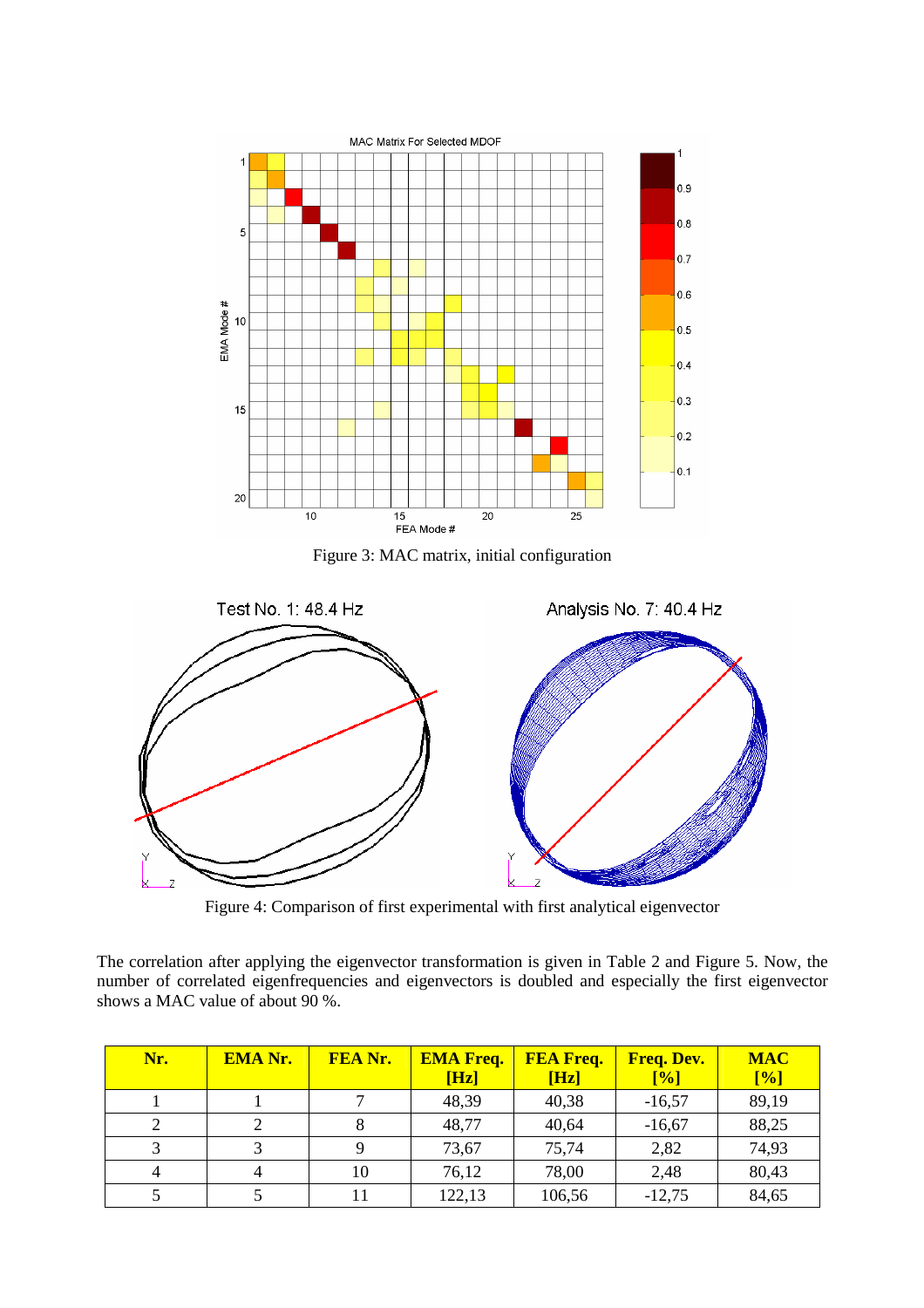Figure 3: MAC matrix, initial configuration

Figure 4: Comparison of first experimental with first analytical eigenvector

The correlation after applying the eigenvector transformation is given in Table 2 and Figure 5. Now, the number of correlated eigenfrequencies and eigenvectors is doubled and especially the first eigenvector shows a MAC value of about 90 %.

| Nr. | EMA Nr. | FEA Nr. | EMA Freq. [Hz] | FEA Freq. [Hz] | Freq. Dev. [%] | MAC [%] |
|---|---|---|---|---|---|---|
| 1 | 1 | 7 | 48,39 | 40,38 | -16,57 | 89,19 |
| 2 | 2 | 8 | 48,77 | 40,64 | -16,67 | 88,25 |
| 3 | 3 | 9 | 73,67 | 75,74 | 2,82 | 74,93 |
| 4 | 4 | 10 | 76,12 | 78,00 | 2,48 | 80,43 |
| 5 | 5 | 11 | 122,13 | 106,56 | -12,75 | 84,65 |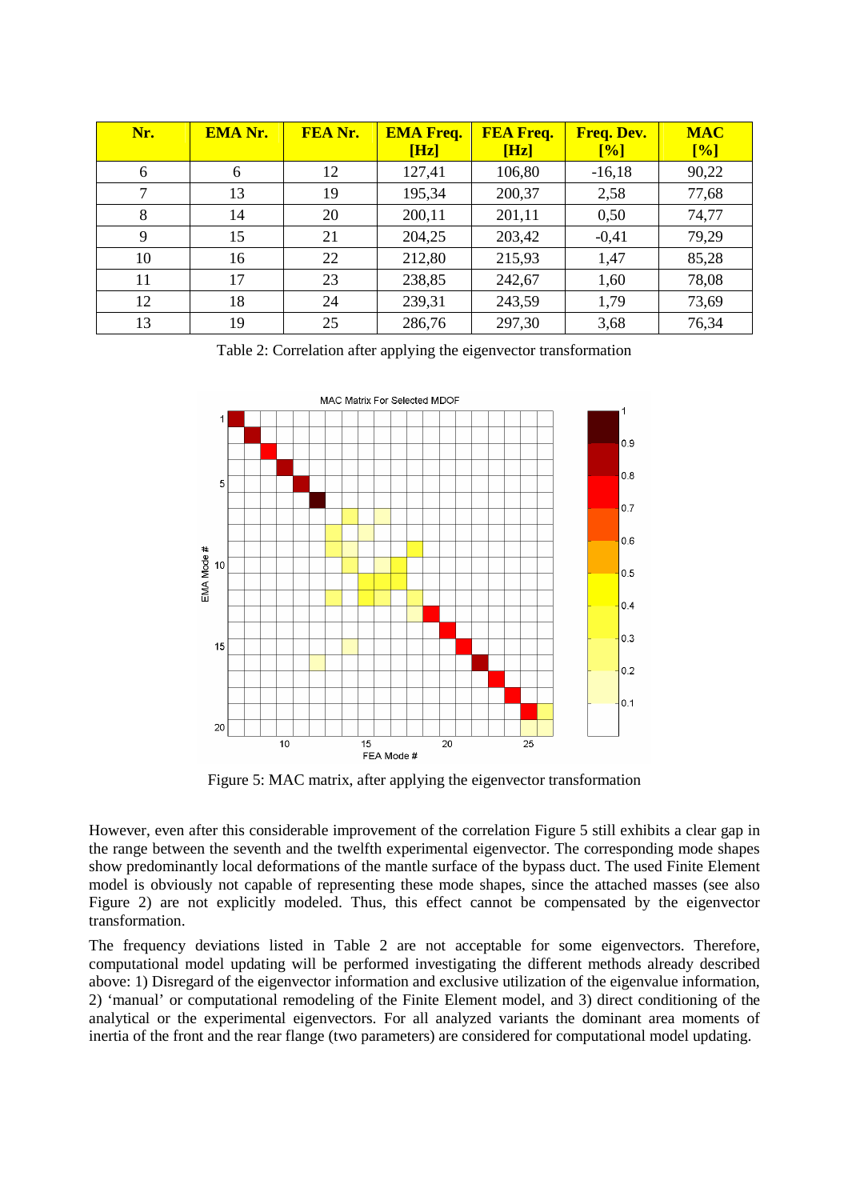| Nr. | EMA Nr. | FEA Nr. | EMA Freq. [Hz] | FEA Freq. [Hz] | Freq. Dev. [%] | MAC [%] |
|---|---|---|---|---|---|---|
| 6 | 6 | 12 | 127,41 | 106,80 | -16,18 | 90,22 |
| 7 | 13 | 19 | 195,34 | 200,37 | 2,58 | 77,68 |
| 8 | 14 | 20 | 200,11 | 201,11 | 0,50 | 74,77 |
| 9 | 15 | 21 | 204,25 | 203,42 | -0,41 | 79,29 |
| 10 | 16 | 22 | 212,80 | 215,93 | 1,47 | 85,28 |
| 11 | 17 | 23 | 238,85 | 242,67 | 1,60 | 78,08 |
| 12 | 18 | 24 | 239,31 | 243,59 | 1,79 | 73,69 |
| 13 | 19 | 25 | 286,76 | 297,30 | 3,68 | 76,34 |

Table 2: Correlation after applying the eigenvector transformation

Figure 5: MAC matrix, after applying the eigenvector transformation

However, even after this considerable improvement of the correlation Figure 5 still exhibits a clear gap in the range between the seventh and the twelfth experimental eigenvector. The corresponding mode shapes show predominantly local deformations of the mantle surface of the bypass duct. The used Finite Element model is obviously not capable of representing these mode shapes, since the attached masses (see also Figure 2) are not explicitly modeled. Thus, this effect cannot be compensated by the eigenvector transformation.

The frequency deviations listed in Table 2 are not acceptable for some eigenvectors. Therefore, computational model updating will be performed investigating the different methods already described above: 1) Disregard of the eigenvector information and exclusive utilization of the eigenvalue information, 2) 'manual' or computational remodeling of the Finite Element model, and 3) direct conditioning of the analytical or the experimental eigenvectors. For all analyzed variants the dominant area moments of inertia of the front and the rear flange (two parameters) are considered for computational model updating.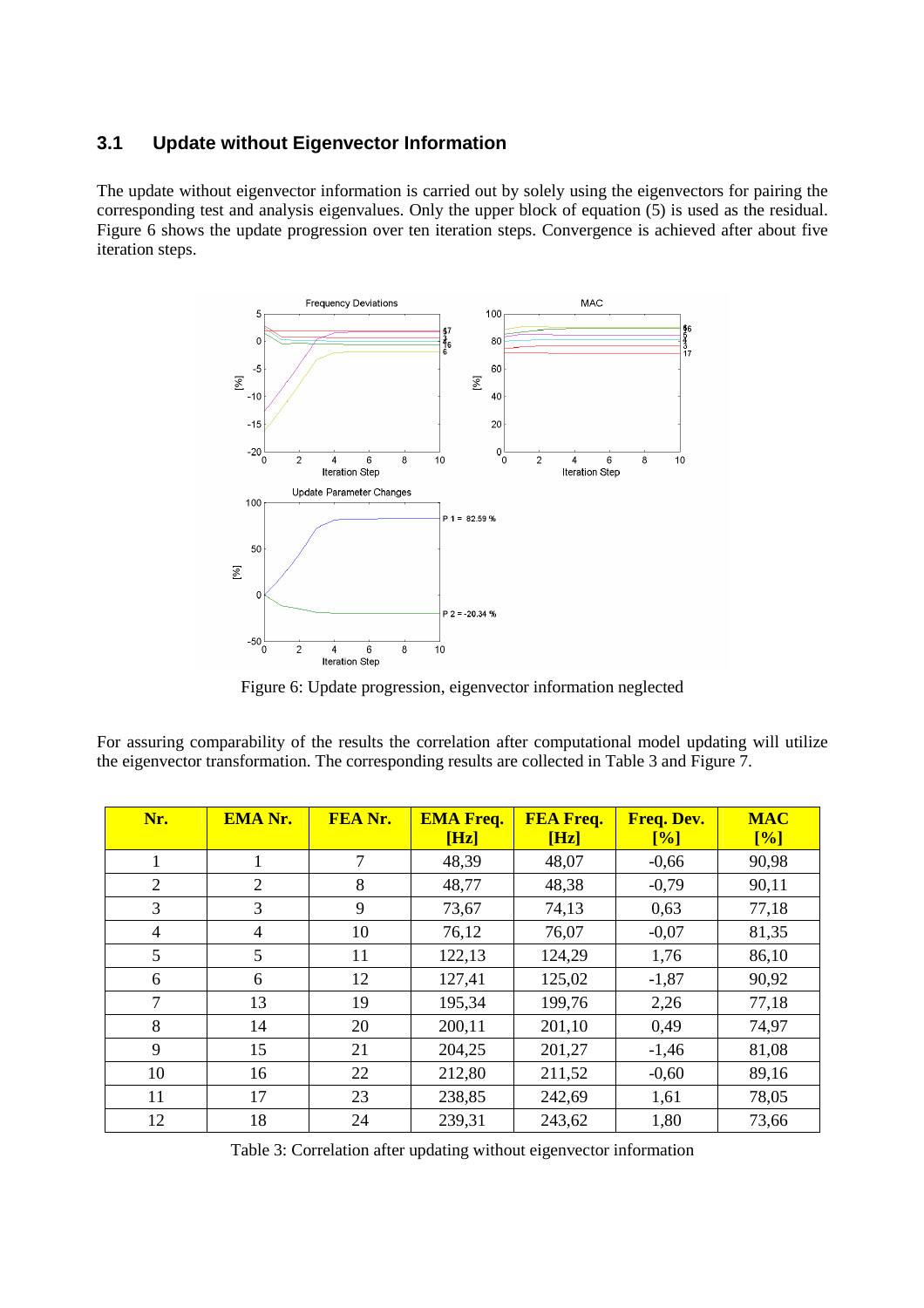### 3.1 Update without Eigenvector Information

The update without eigenvector information is carried out by solely using the eigenvectors for pairing the corresponding test and analysis eigenvalues. Only the upper block of equation (5) is used as the residual. Figure 6 shows the update progression over ten iteration steps. Convergence is achieved after about five iteration steps.

Figure 6: Update progression, eigenvector information neglected

For assuring comparability of the results the correlation after computational model updating will utilize the eigenvector transformation. The corresponding results are collected in Table 3 and Figure 7.

| Nr. | EMA Nr. | FEA Nr. | EMA Freq. [Hz] | FEA Freq. [Hz] | Freq. Dev. [%] | MAC [%] |
|---|---|---|---|---|---|---|
| 1 | 1 | 7 | 48,39 | 48,07 | -0,66 | 90,98 |
| 2 | 2 | 8 | 48,77 | 48,38 | -0,79 | 90,11 |
| 3 | 3 | 9 | 73,67 | 74,13 | 0,63 | 77,18 |
| 4 | 4 | 10 | 76,12 | 76,07 | -0,07 | 81,35 |
| 5 | 5 | 11 | 122,13 | 124,29 | 1,76 | 86,10 |
| 6 | 6 | 12 | 127,41 | 125,02 | -1,87 | 90,92 |
| 7 | 13 | 19 | 195,34 | 199,76 | 2,26 | 77,18 |
| 8 | 14 | 20 | 200,11 | 201,10 | 0,49 | 74,97 |
| 9 | 15 | 21 | 204,25 | 201,27 | -1,46 | 81,08 |
| 10 | 16 | 22 | 212,80 | 211,52 | -0,60 | 89,16 |
| 11 | 17 | 23 | 238,85 | 242,69 | 1,61 | 78,05 |
| 12 | 18 | 24 | 239,31 | 243,62 | 1,80 | 73,66 |

Table 3: Correlation after updating without eigenvector information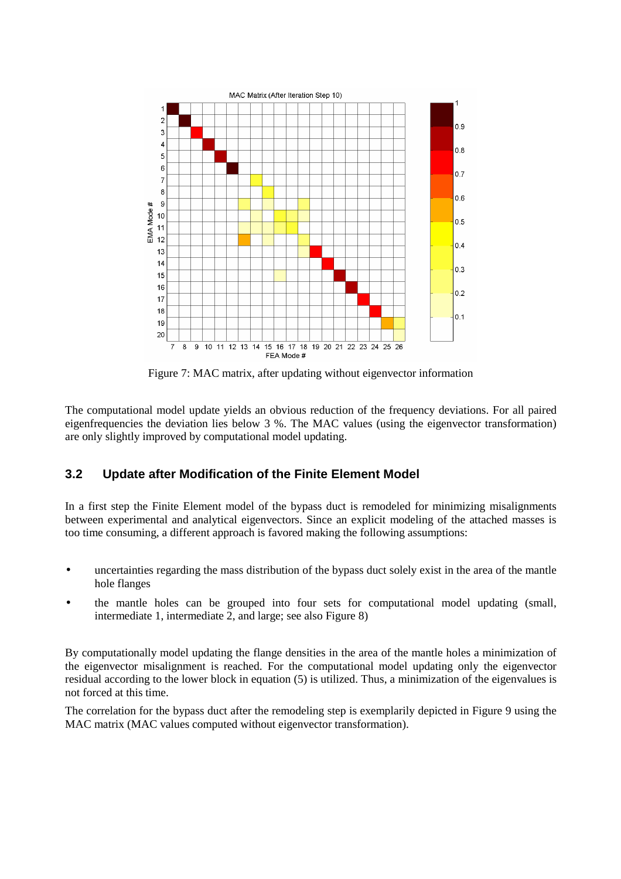Figure 7: MAC matrix, after updating without eigenvector information

The computational model update yields an obvious reduction of the frequency deviations. For all paired eigenfrequencies the deviation lies below 3 %. The MAC values (using the eigenvector transformation) are only slightly improved by computational model updating.

## 3.2 Update after Modification of the Finite Element Model

In a first step the Finite Element model of the bypass duct is remodeled for minimizing misalignments between experimental and analytical eigenvectors. Since an explicit modeling of the attached masses is too time consuming, a different approach is favored making the following assumptions:

- uncertainties regarding the mass distribution of the bypass duct solely exist in the area of the mantle hole flanges
- the mantle holes can be grouped into four sets for computational model updating (small, intermediate 1, intermediate 2, and large; see also Figure 8)

By computationally model updating the flange densities in the area of the mantle holes a minimization of the eigenvector misalignment is reached. For the computational model updating only the eigenvector residual according to the lower block in equation (5) is utilized. Thus, a minimization of the eigenvalues is not forced at this time.

The correlation for the bypass duct after the remodeling step is exemplarily depicted in Figure 9 using the MAC matrix (MAC values computed without eigenvector transformation).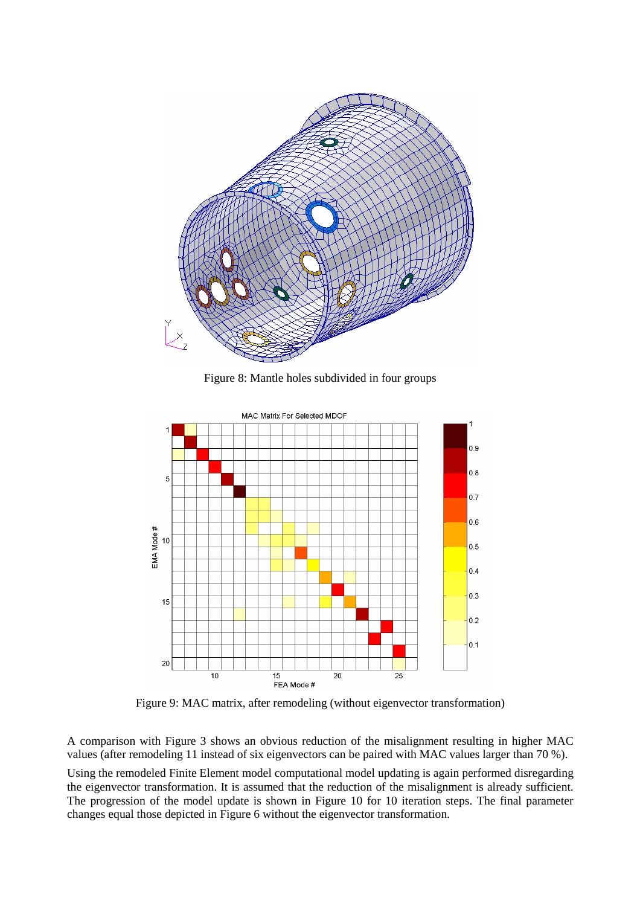Figure 8: Mantle holes subdivided in four groups

Figure 9: MAC matrix, after remodeling (without eigenvector transformation)

A comparison with Figure 3 shows an obvious reduction of the misalignment resulting in higher MAC values (after remodeling 11 instead of six eigenvectors can be paired with MAC values larger than 70 %).

Using the remodeled Finite Element model computational model updating is again performed disregarding the eigenvector transformation. It is assumed that the reduction of the misalignment is already sufficient. The progression of the model update is shown in Figure 10 for 10 iteration steps. The final parameter changes equal those depicted in Figure 6 without the eigenvector transformation.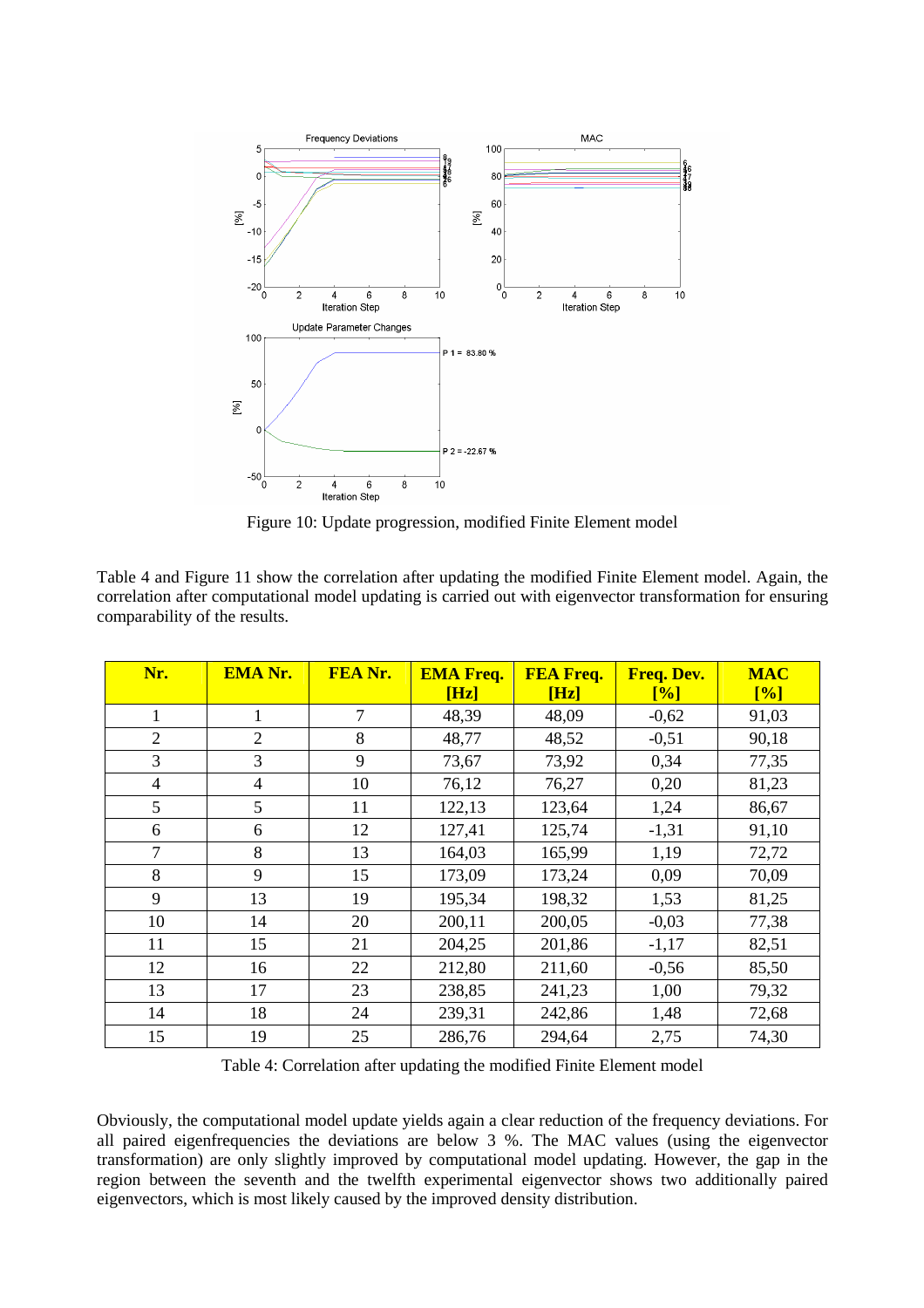Figure 10: Update progression, modified Finite Element model

Table 4 and Figure 11 show the correlation after updating the modified Finite Element model. Again, the correlation after computational model updating is carried out with eigenvector transformation for ensuring comparability of the results.

| Nr. | EMA Nr. | FEA Nr. | EMA Freq. [Hz] | FEA Freq. [Hz] | Freq. Dev. [%] | MAC [%] |
|---|---|---|---|---|---|---|
| 1 | 1 | 7 | 48,39 | 48,09 | -0,62 | 91,03 |
| 2 | 2 | 8 | 48,77 | 48,52 | -0,51 | 90,18 |
| 3 | 3 | 9 | 73,67 | 73,92 | 0,34 | 77,35 |
| 4 | 4 | 10 | 76,12 | 76,27 | 0,20 | 81,23 |
| 5 | 5 | 11 | 122,13 | 123,64 | 1,24 | 86,67 |
| 6 | 6 | 12 | 127,41 | 125,74 | -1,31 | 91,10 |
| 7 | 8 | 13 | 164,03 | 165,99 | 1,19 | 72,72 |
| 8 | 9 | 15 | 173,09 | 173,24 | 0,09 | 70,09 |
| 9 | 13 | 19 | 195,34 | 198,32 | 1,53 | 81,25 |
| 10 | 14 | 20 | 200,11 | 200,05 | -0,03 | 77,38 |
| 11 | 15 | 21 | 204,25 | 201,86 | -1,17 | 82,51 |
| 12 | 16 | 22 | 212,80 | 211,60 | -0,56 | 85,50 |
| 13 | 17 | 23 | 238,85 | 241,23 | 1,00 | 79,32 |
| 14 | 18 | 24 | 239,31 | 242,86 | 1,48 | 72,68 |
| 15 | 19 | 25 | 286,76 | 294,64 | 2,75 | 74,30 |

Table 4: Correlation after updating the modified Finite Element model

Obviously, the computational model update yields again a clear reduction of the frequency deviations. For all paired eigenfrequencies the deviations are below 3 %. The MAC values (using the eigenvector transformation) are only slightly improved by computational model updating. However, the gap in the region between the seventh and the twelfth experimental eigenvector shows two additionally paired eigenvectors, which is most likely caused by the improved density distribution.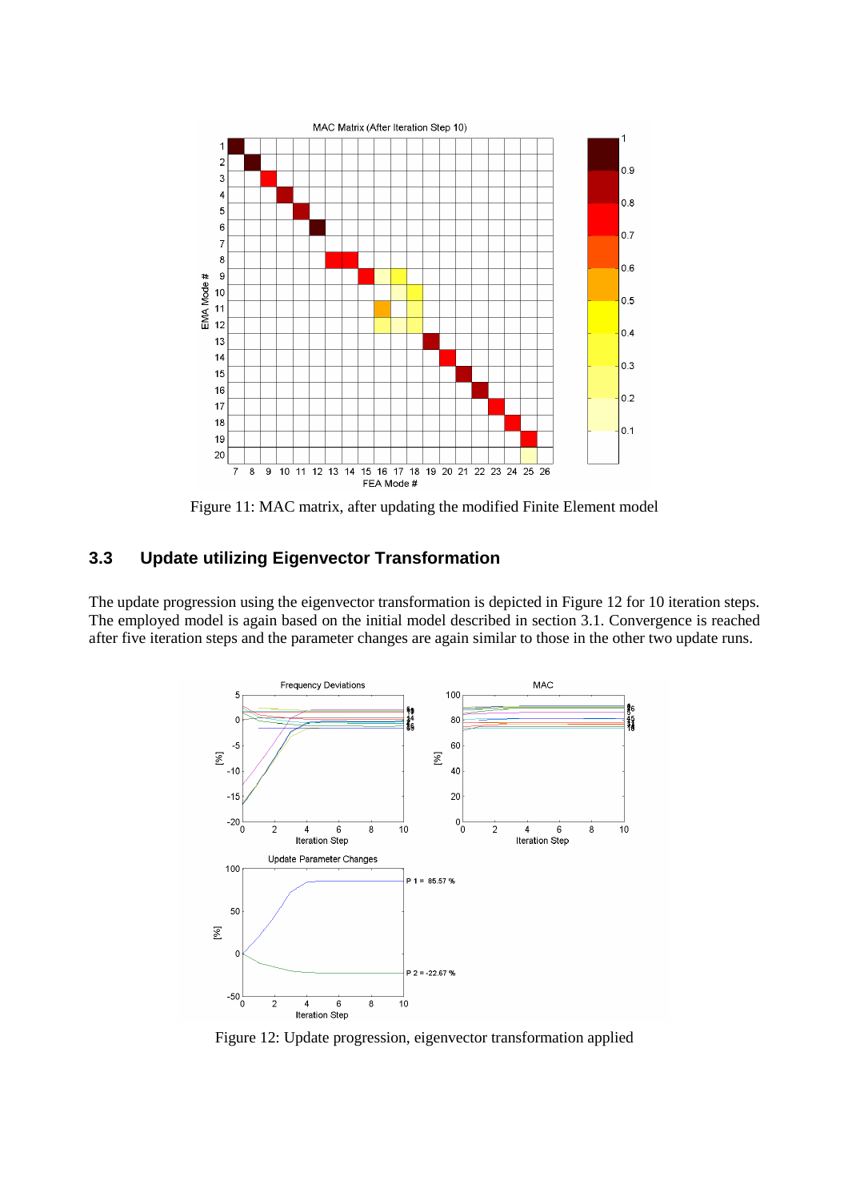Figure 11: MAC matrix, after updating the modified Finite Element model

### 3.3 Update utilizing Eigenvector Transformation

The update progression using the eigenvector transformation is depicted in Figure 12 for 10 iteration steps. The employed model is again based on the initial model described in section 3.1. Convergence is reached after five iteration steps and the parameter changes are again similar to those in the other two update runs.

Figure 12: Update progression, eigenvector transformation applied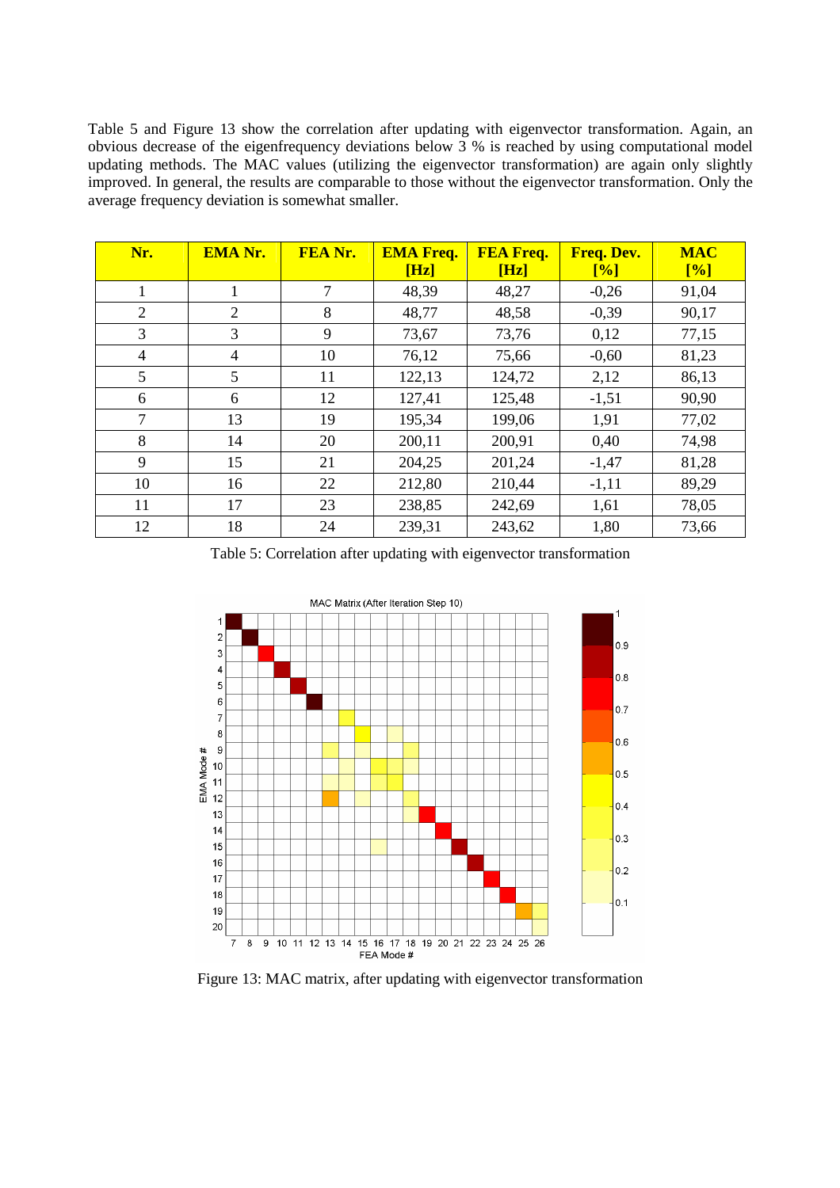Table 5 and Figure 13 show the correlation after updating with eigenvector transformation. Again, an obvious decrease of the eigenfrequency deviations below 3 % is reached by using computational model updating methods. The MAC values (utilizing the eigenvector transformation) are again only slightly improved. In general, the results are comparable to those without the eigenvector transformation. Only the average frequency deviation is somewhat smaller.

| Nr. | EMA Nr. | FEA Nr. | EMA Freq. [Hz] | FEA Freq. [Hz] | Freq. Dev. [%] | MAC [%] |
|---|---|---|---|---|---|---|
| 1 | 1 | 7 | 48,39 | 48,27 | -0,26 | 91,04 |
| 2 | 2 | 8 | 48,77 | 48,58 | -0,39 | 90,17 |
| 3 | 3 | 9 | 73,67 | 73,76 | 0,12 | 77,15 |
| 4 | 4 | 10 | 76,12 | 75,66 | -0,60 | 81,23 |
| 5 | 5 | 11 | 122,13 | 124,72 | 2,12 | 86,13 |
| 6 | 6 | 12 | 127,41 | 125,48 | -1,51 | 90,90 |
| 7 | 13 | 19 | 195,34 | 199,06 | 1,91 | 77,02 |
| 8 | 14 | 20 | 200,11 | 200,91 | 0,40 | 74,98 |
| 9 | 15 | 21 | 204,25 | 201,24 | -1,47 | 81,28 |
| 10 | 16 | 22 | 212,80 | 210,44 | -1,11 | 89,29 |
| 11 | 17 | 23 | 238,85 | 242,69 | 1,61 | 78,05 |
| 12 | 18 | 24 | 239,31 | 243,62 | 1,80 | 73,66 |

Table 5: Correlation after updating with eigenvector transformation

Figure 13: MAC matrix, after updating with eigenvector transformation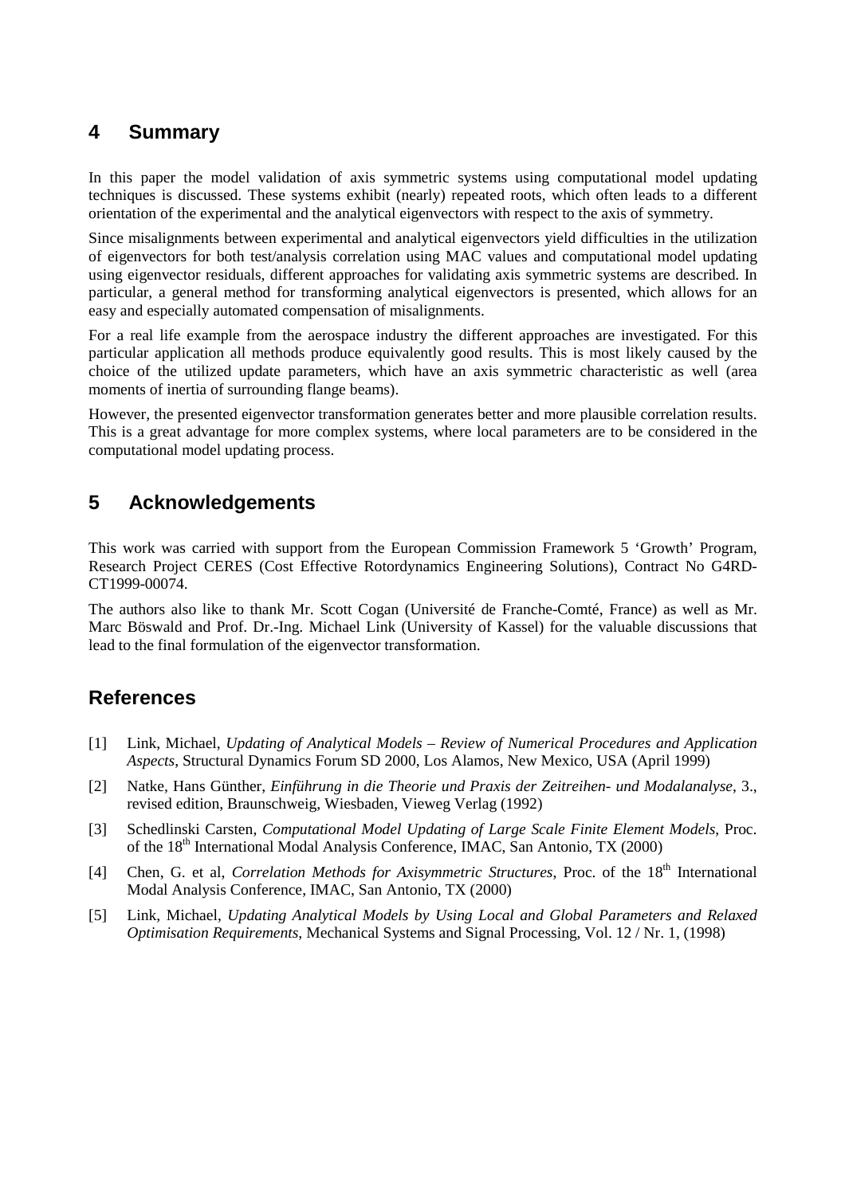## 4 Summary

In this paper the model validation of axis symmetric systems using computational model updating techniques is discussed. These systems exhibit (nearly) repeated roots, which often leads to a different orientation of the experimental and the analytical eigenvectors with respect to the axis of symmetry.

Since misalignments between experimental and analytical eigenvectors yield difficulties in the utilization of eigenvectors for both test/analysis correlation using MAC values and computational model updating using eigenvector residuals, different approaches for validating axis symmetric systems are described. In particular, a general method for transforming analytical eigenvectors is presented, which allows for an easy and especially automated compensation of misalignments.

For a real life example from the aerospace industry the different approaches are investigated. For this particular application all methods produce equivalently good results. This is most likely caused by the choice of the utilized update parameters, which have an axis symmetric characteristic as well (area moments of inertia of surrounding flange beams).

However, the presented eigenvector transformation generates better and more plausible correlation results. This is a great advantage for more complex systems, where local parameters are to be considered in the computational model updating process.

## 5 Acknowledgements

This work was carried with support from the European Commission Framework 5 'Growth' Program, Research Project CERES (Cost Effective Rotordynamics Engineering Solutions), Contract No G4RD-CT1999-00074.

The authors also like to thank Mr. Scott Cogan (Université de Franche-Comté, France) as well as Mr. Marc Böswald and Prof. Dr.-Ing. Michael Link (University of Kassel) for the valuable discussions that lead to the final formulation of the eigenvector transformation.

## References

[1] Link, Michael, *Updating of Analytical Models – Review of Numerical Procedures and Application Aspects*, Structural Dynamics Forum SD 2000, Los Alamos, New Mexico, USA (April 1999)

[2] Natke, Hans Günther, *Einführung in die Theorie und Praxis der Zeitreihen- und Modalanalyse*, 3., revised edition, Braunschweig, Wiesbaden, Vieweg Verlag (1992)

[3] Schedlinski Carsten, *Computational Model Updating of Large Scale Finite Element Models*, Proc. of the 18th International Modal Analysis Conference, IMAC, San Antonio, TX (2000)

[4] Chen, G. et al, *Correlation Methods for Axisymmetric Structures*, Proc. of the 18th International Modal Analysis Conference, IMAC, San Antonio, TX (2000)

[5] Link, Michael, *Updating Analytical Models by Using Local and Global Parameters and Relaxed Optimisation Requirements*, Mechanical Systems and Signal Processing, Vol. 12 / Nr. 1, (1998)